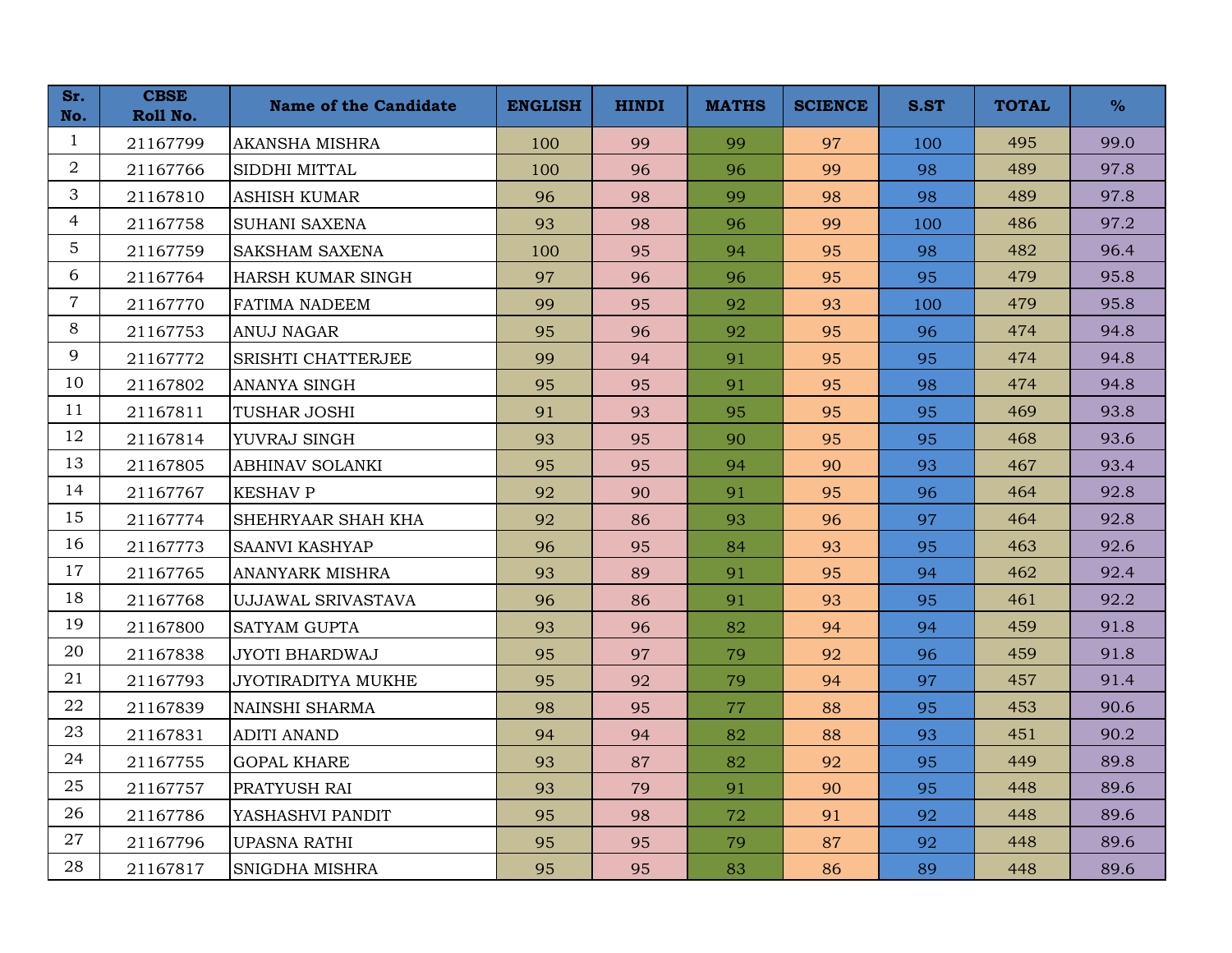| Sr. No. | CBSE Roll No. | Name of the Candidate | ENGLISH | HINDI | MATHS | SCIENCE | S.ST | TOTAL | % |
|---|---|---|---|---|---|---|---|---|---|
| 1 | 21167799 | AKANSHA MISHRA | 100 | 99 | 99 | 97 | 100 | 495 | 99.0 |
| 2 | 21167766 | SIDDHI MITTAL | 100 | 96 | 96 | 99 | 98 | 489 | 97.8 |
| 3 | 21167810 | ASHISH KUMAR | 96 | 98 | 99 | 98 | 98 | 489 | 97.8 |
| 4 | 21167758 | SUHANI SAXENA | 93 | 98 | 96 | 99 | 100 | 486 | 97.2 |
| 5 | 21167759 | SAKSHAM SAXENA | 100 | 95 | 94 | 95 | 98 | 482 | 96.4 |
| 6 | 21167764 | HARSH KUMAR SINGH | 97 | 96 | 96 | 95 | 95 | 479 | 95.8 |
| 7 | 21167770 | FATIMA NADEEM | 99 | 95 | 92 | 93 | 100 | 479 | 95.8 |
| 8 | 21167753 | ANUJ NAGAR | 95 | 96 | 92 | 95 | 96 | 474 | 94.8 |
| 9 | 21167772 | SRISHTI CHATTERJEE | 99 | 94 | 91 | 95 | 95 | 474 | 94.8 |
| 10 | 21167802 | ANANYA SINGH | 95 | 95 | 91 | 95 | 98 | 474 | 94.8 |
| 11 | 21167811 | TUSHAR JOSHI | 91 | 93 | 95 | 95 | 95 | 469 | 93.8 |
| 12 | 21167814 | YUVRAJ SINGH | 93 | 95 | 90 | 95 | 95 | 468 | 93.6 |
| 13 | 21167805 | ABHINAV SOLANKI | 95 | 95 | 94 | 90 | 93 | 467 | 93.4 |
| 14 | 21167767 | KESHAV P | 92 | 90 | 91 | 95 | 96 | 464 | 92.8 |
| 15 | 21167774 | SHEHRYAAR SHAH KHA | 92 | 86 | 93 | 96 | 97 | 464 | 92.8 |
| 16 | 21167773 | SAANVI KASHYAP | 96 | 95 | 84 | 93 | 95 | 463 | 92.6 |
| 17 | 21167765 | ANANYARK MISHRA | 93 | 89 | 91 | 95 | 94 | 462 | 92.4 |
| 18 | 21167768 | UJJAWAL SRIVASTAVA | 96 | 86 | 91 | 93 | 95 | 461 | 92.2 |
| 19 | 21167800 | SATYAM GUPTA | 93 | 96 | 82 | 94 | 94 | 459 | 91.8 |
| 20 | 21167838 | JYOTI BHARDWAJ | 95 | 97 | 79 | 92 | 96 | 459 | 91.8 |
| 21 | 21167793 | JYOTIRADITYA MUKHE | 95 | 92 | 79 | 94 | 97 | 457 | 91.4 |
| 22 | 21167839 | NAINSHI SHARMA | 98 | 95 | 77 | 88 | 95 | 453 | 90.6 |
| 23 | 21167831 | ADITI ANAND | 94 | 94 | 82 | 88 | 93 | 451 | 90.2 |
| 24 | 21167755 | GOPAL KHARE | 93 | 87 | 82 | 92 | 95 | 449 | 89.8 |
| 25 | 21167757 | PRATYUSH RAI | 93 | 79 | 91 | 90 | 95 | 448 | 89.6 |
| 26 | 21167786 | YASHASHVI PANDIT | 95 | 98 | 72 | 91 | 92 | 448 | 89.6 |
| 27 | 21167796 | UPASNA RATHI | 95 | 95 | 79 | 87 | 92 | 448 | 89.6 |
| 28 | 21167817 | SNIGDHA MISHRA | 95 | 95 | 83 | 86 | 89 | 448 | 89.6 |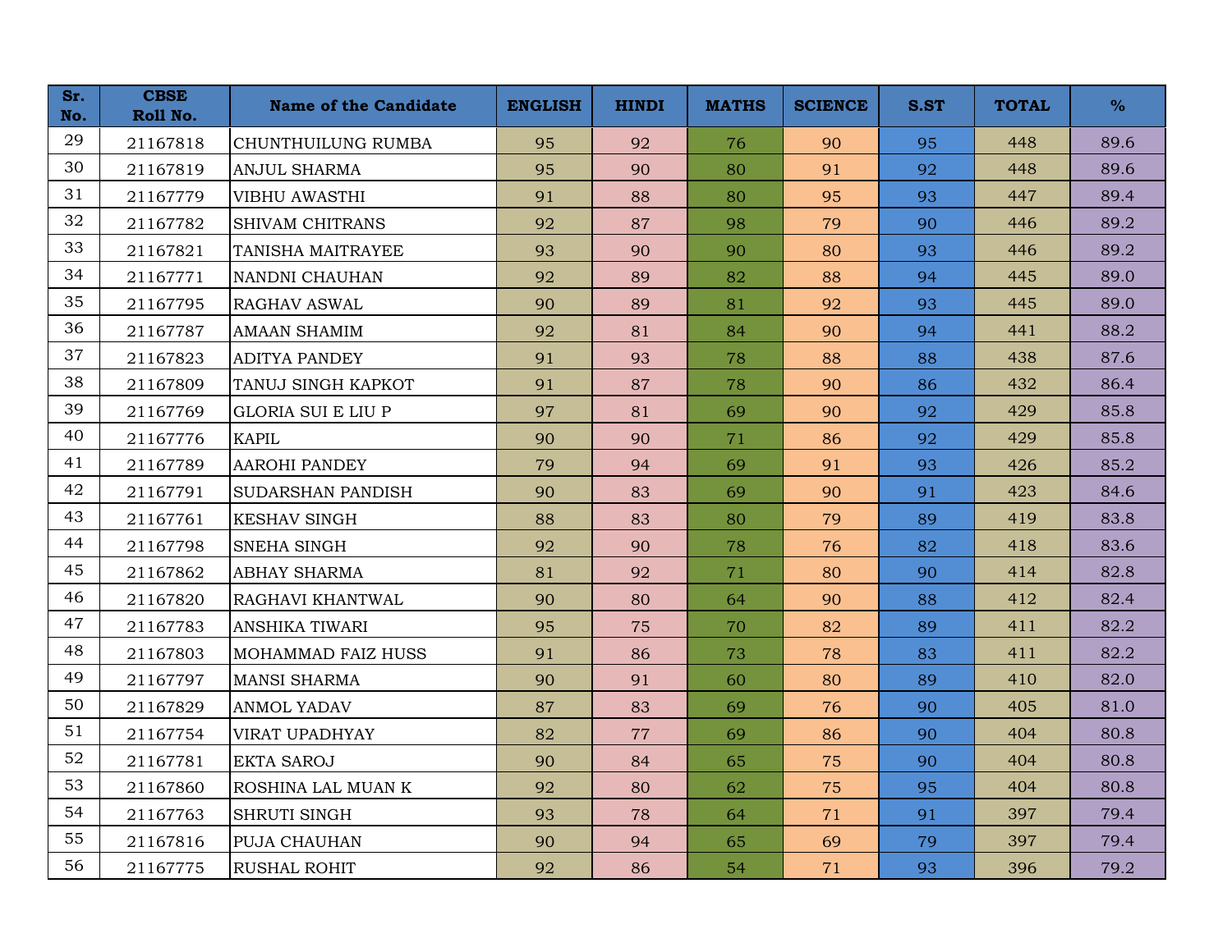| Sr. No. | CBSE Roll No. | Name of the Candidate | ENGLISH | HINDI | MATHS | SCIENCE | S.ST | TOTAL | % |
|---|---|---|---|---|---|---|---|---|---|
| 29 | 21167818 | CHUNTHUILUNG RUMBA | 95 | 92 | 76 | 90 | 95 | 448 | 89.6 |
| 30 | 21167819 | ANJUL SHARMA | 95 | 90 | 80 | 91 | 92 | 448 | 89.6 |
| 31 | 21167779 | VIBHU AWASTHI | 91 | 88 | 80 | 95 | 93 | 447 | 89.4 |
| 32 | 21167782 | SHIVAM CHITRANS | 92 | 87 | 98 | 79 | 90 | 446 | 89.2 |
| 33 | 21167821 | TANISHA MAITRAYEE | 93 | 90 | 90 | 80 | 93 | 446 | 89.2 |
| 34 | 21167771 | NANDNI CHAUHAN | 92 | 89 | 82 | 88 | 94 | 445 | 89.0 |
| 35 | 21167795 | RAGHAV ASWAL | 90 | 89 | 81 | 92 | 93 | 445 | 89.0 |
| 36 | 21167787 | AMAAN SHAMIM | 92 | 81 | 84 | 90 | 94 | 441 | 88.2 |
| 37 | 21167823 | ADITYA PANDEY | 91 | 93 | 78 | 88 | 88 | 438 | 87.6 |
| 38 | 21167809 | TANUJ SINGH KAPKOT | 91 | 87 | 78 | 90 | 86 | 432 | 86.4 |
| 39 | 21167769 | GLORIA SUI E LIU P | 97 | 81 | 69 | 90 | 92 | 429 | 85.8 |
| 40 | 21167776 | KAPIL | 90 | 90 | 71 | 86 | 92 | 429 | 85.8 |
| 41 | 21167789 | AAROHI PANDEY | 79 | 94 | 69 | 91 | 93 | 426 | 85.2 |
| 42 | 21167791 | SUDARSHAN PANDISH | 90 | 83 | 69 | 90 | 91 | 423 | 84.6 |
| 43 | 21167761 | KESHAV SINGH | 88 | 83 | 80 | 79 | 89 | 419 | 83.8 |
| 44 | 21167798 | SNEHA SINGH | 92 | 90 | 78 | 76 | 82 | 418 | 83.6 |
| 45 | 21167862 | ABHAY SHARMA | 81 | 92 | 71 | 80 | 90 | 414 | 82.8 |
| 46 | 21167820 | RAGHAVI KHANTWAL | 90 | 80 | 64 | 90 | 88 | 412 | 82.4 |
| 47 | 21167783 | ANSHIKA TIWARI | 95 | 75 | 70 | 82 | 89 | 411 | 82.2 |
| 48 | 21167803 | MOHAMMAD FAIZ HUSS | 91 | 86 | 73 | 78 | 83 | 411 | 82.2 |
| 49 | 21167797 | MANSI SHARMA | 90 | 91 | 60 | 80 | 89 | 410 | 82.0 |
| 50 | 21167829 | ANMOL YADAV | 87 | 83 | 69 | 76 | 90 | 405 | 81.0 |
| 51 | 21167754 | VIRAT UPADHYAY | 82 | 77 | 69 | 86 | 90 | 404 | 80.8 |
| 52 | 21167781 | EKTA SAROJ | 90 | 84 | 65 | 75 | 90 | 404 | 80.8 |
| 53 | 21167860 | ROSHINA LAL MUAN K | 92 | 80 | 62 | 75 | 95 | 404 | 80.8 |
| 54 | 21167763 | SHRUTI SINGH | 93 | 78 | 64 | 71 | 91 | 397 | 79.4 |
| 55 | 21167816 | PUJA CHAUHAN | 90 | 94 | 65 | 69 | 79 | 397 | 79.4 |
| 56 | 21167775 | RUSHAL ROHIT | 92 | 86 | 54 | 71 | 93 | 396 | 79.2 |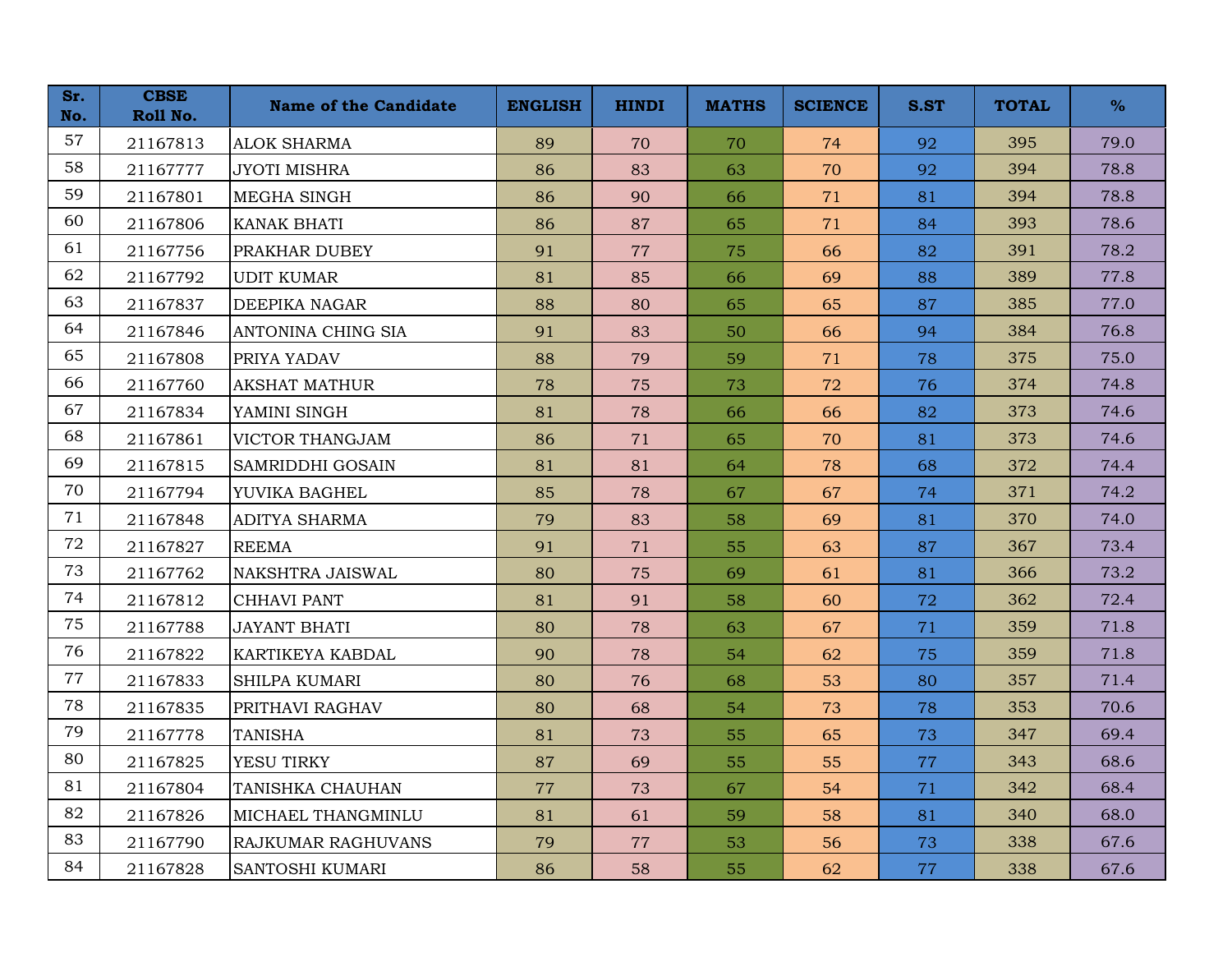| Sr. No. | CBSE Roll No. | Name of the Candidate | ENGLISH | HINDI | MATHS | SCIENCE | S.ST | TOTAL | % |
|---|---|---|---|---|---|---|---|---|---|
| 57 | 21167813 | ALOK SHARMA | 89 | 70 | 70 | 74 | 92 | 395 | 79.0 |
| 58 | 21167777 | JYOTI MISHRA | 86 | 83 | 63 | 70 | 92 | 394 | 78.8 |
| 59 | 21167801 | MEGHA SINGH | 86 | 90 | 66 | 71 | 81 | 394 | 78.8 |
| 60 | 21167806 | KANAK BHATI | 86 | 87 | 65 | 71 | 84 | 393 | 78.6 |
| 61 | 21167756 | PRAKHAR DUBEY | 91 | 77 | 75 | 66 | 82 | 391 | 78.2 |
| 62 | 21167792 | UDIT KUMAR | 81 | 85 | 66 | 69 | 88 | 389 | 77.8 |
| 63 | 21167837 | DEEPIKA NAGAR | 88 | 80 | 65 | 65 | 87 | 385 | 77.0 |
| 64 | 21167846 | ANTONINA CHING SIA | 91 | 83 | 50 | 66 | 94 | 384 | 76.8 |
| 65 | 21167808 | PRIYA YADAV | 88 | 79 | 59 | 71 | 78 | 375 | 75.0 |
| 66 | 21167760 | AKSHAT MATHUR | 78 | 75 | 73 | 72 | 76 | 374 | 74.8 |
| 67 | 21167834 | YAMINI SINGH | 81 | 78 | 66 | 66 | 82 | 373 | 74.6 |
| 68 | 21167861 | VICTOR THANGJAM | 86 | 71 | 65 | 70 | 81 | 373 | 74.6 |
| 69 | 21167815 | SAMRIDDHI GOSAIN | 81 | 81 | 64 | 78 | 68 | 372 | 74.4 |
| 70 | 21167794 | YUVIKA BAGHEL | 85 | 78 | 67 | 67 | 74 | 371 | 74.2 |
| 71 | 21167848 | ADITYA SHARMA | 79 | 83 | 58 | 69 | 81 | 370 | 74.0 |
| 72 | 21167827 | REEMA | 91 | 71 | 55 | 63 | 87 | 367 | 73.4 |
| 73 | 21167762 | NAKSHTRA JAISWAL | 80 | 75 | 69 | 61 | 81 | 366 | 73.2 |
| 74 | 21167812 | CHHAVI PANT | 81 | 91 | 58 | 60 | 72 | 362 | 72.4 |
| 75 | 21167788 | JAYANT BHATI | 80 | 78 | 63 | 67 | 71 | 359 | 71.8 |
| 76 | 21167822 | KARTIKEYA KABDAL | 90 | 78 | 54 | 62 | 75 | 359 | 71.8 |
| 77 | 21167833 | SHILPA KUMARI | 80 | 76 | 68 | 53 | 80 | 357 | 71.4 |
| 78 | 21167835 | PRITHAVI RAGHAV | 80 | 68 | 54 | 73 | 78 | 353 | 70.6 |
| 79 | 21167778 | TANISHA | 81 | 73 | 55 | 65 | 73 | 347 | 69.4 |
| 80 | 21167825 | YESU TIRKY | 87 | 69 | 55 | 55 | 77 | 343 | 68.6 |
| 81 | 21167804 | TANISHKA CHAUHAN | 77 | 73 | 67 | 54 | 71 | 342 | 68.4 |
| 82 | 21167826 | MICHAEL THANGMINLU | 81 | 61 | 59 | 58 | 81 | 340 | 68.0 |
| 83 | 21167790 | RAJKUMAR RAGHUVANS | 79 | 77 | 53 | 56 | 73 | 338 | 67.6 |
| 84 | 21167828 | SANTOSHI KUMARI | 86 | 58 | 55 | 62 | 77 | 338 | 67.6 |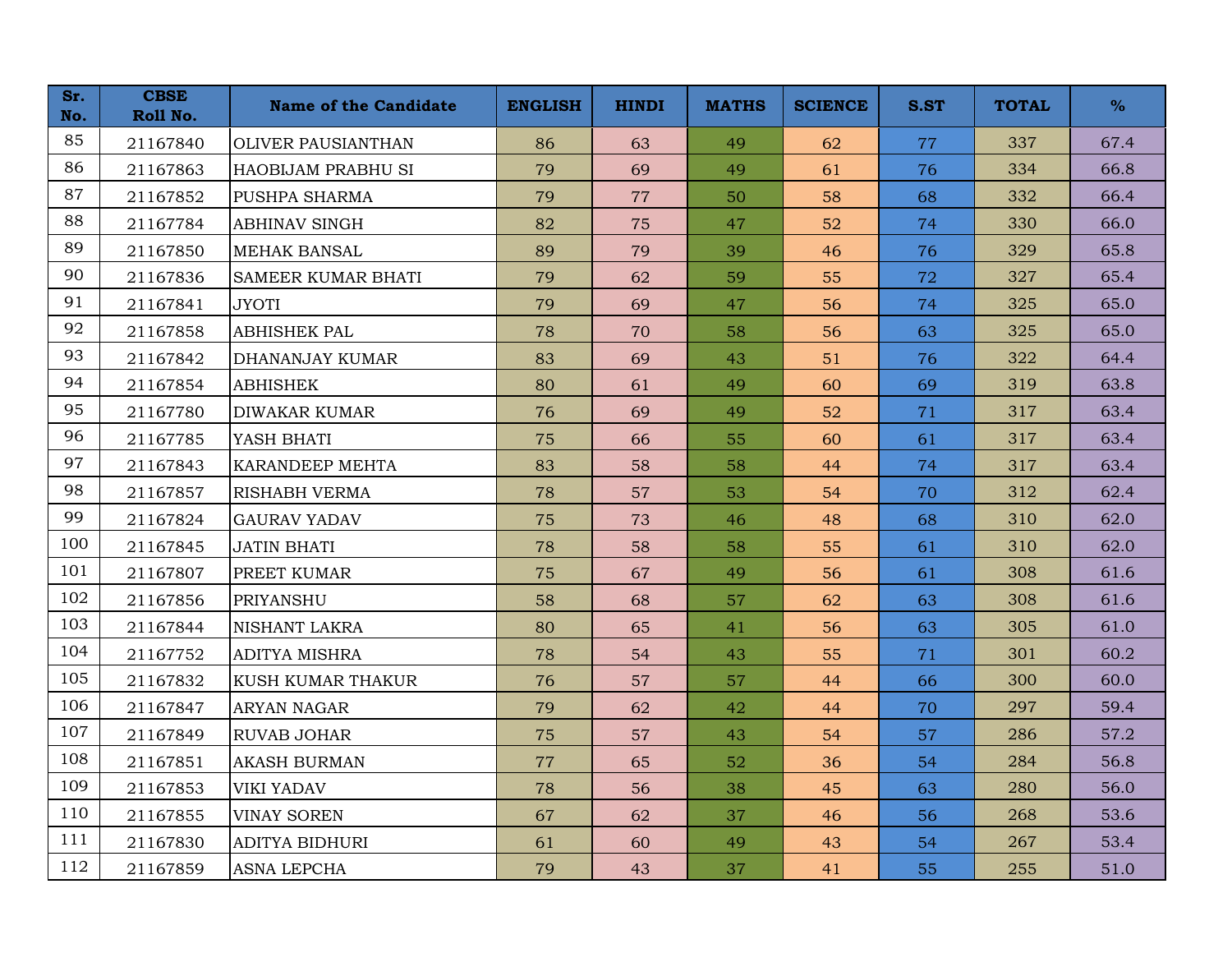| Sr. No. | CBSE Roll No. | Name of the Candidate | ENGLISH | HINDI | MATHS | SCIENCE | S.ST | TOTAL | % |
|---|---|---|---|---|---|---|---|---|---|
| 85 | 21167840 | OLIVER PAUSIANTHAN | 86 | 63 | 49 | 62 | 77 | 337 | 67.4 |
| 86 | 21167863 | HAOBIJAM PRABHU SI | 79 | 69 | 49 | 61 | 76 | 334 | 66.8 |
| 87 | 21167852 | PUSHPA SHARMA | 79 | 77 | 50 | 58 | 68 | 332 | 66.4 |
| 88 | 21167784 | ABHINAV SINGH | 82 | 75 | 47 | 52 | 74 | 330 | 66.0 |
| 89 | 21167850 | MEHAK BANSAL | 89 | 79 | 39 | 46 | 76 | 329 | 65.8 |
| 90 | 21167836 | SAMEER KUMAR BHATI | 79 | 62 | 59 | 55 | 72 | 327 | 65.4 |
| 91 | 21167841 | JYOTI | 79 | 69 | 47 | 56 | 74 | 325 | 65.0 |
| 92 | 21167858 | ABHISHEK PAL | 78 | 70 | 58 | 56 | 63 | 325 | 65.0 |
| 93 | 21167842 | DHANANJAY KUMAR | 83 | 69 | 43 | 51 | 76 | 322 | 64.4 |
| 94 | 21167854 | ABHISHEK | 80 | 61 | 49 | 60 | 69 | 319 | 63.8 |
| 95 | 21167780 | DIWAKAR KUMAR | 76 | 69 | 49 | 52 | 71 | 317 | 63.4 |
| 96 | 21167785 | YASH BHATI | 75 | 66 | 55 | 60 | 61 | 317 | 63.4 |
| 97 | 21167843 | KARANDEEP MEHTA | 83 | 58 | 58 | 44 | 74 | 317 | 63.4 |
| 98 | 21167857 | RISHABH VERMA | 78 | 57 | 53 | 54 | 70 | 312 | 62.4 |
| 99 | 21167824 | GAURAV YADAV | 75 | 73 | 46 | 48 | 68 | 310 | 62.0 |
| 100 | 21167845 | JATIN BHATI | 78 | 58 | 58 | 55 | 61 | 310 | 62.0 |
| 101 | 21167807 | PREET KUMAR | 75 | 67 | 49 | 56 | 61 | 308 | 61.6 |
| 102 | 21167856 | PRIYANSHU | 58 | 68 | 57 | 62 | 63 | 308 | 61.6 |
| 103 | 21167844 | NISHANT LAKRA | 80 | 65 | 41 | 56 | 63 | 305 | 61.0 |
| 104 | 21167752 | ADITYA MISHRA | 78 | 54 | 43 | 55 | 71 | 301 | 60.2 |
| 105 | 21167832 | KUSH KUMAR THAKUR | 76 | 57 | 57 | 44 | 66 | 300 | 60.0 |
| 106 | 21167847 | ARYAN NAGAR | 79 | 62 | 42 | 44 | 70 | 297 | 59.4 |
| 107 | 21167849 | RUVAB JOHAR | 75 | 57 | 43 | 54 | 57 | 286 | 57.2 |
| 108 | 21167851 | AKASH BURMAN | 77 | 65 | 52 | 36 | 54 | 284 | 56.8 |
| 109 | 21167853 | VIKI YADAV | 78 | 56 | 38 | 45 | 63 | 280 | 56.0 |
| 110 | 21167855 | VINAY SOREN | 67 | 62 | 37 | 46 | 56 | 268 | 53.6 |
| 111 | 21167830 | ADITYA BIDHURI | 61 | 60 | 49 | 43 | 54 | 267 | 53.4 |
| 112 | 21167859 | ASNA LEPCHA | 79 | 43 | 37 | 41 | 55 | 255 | 51.0 |